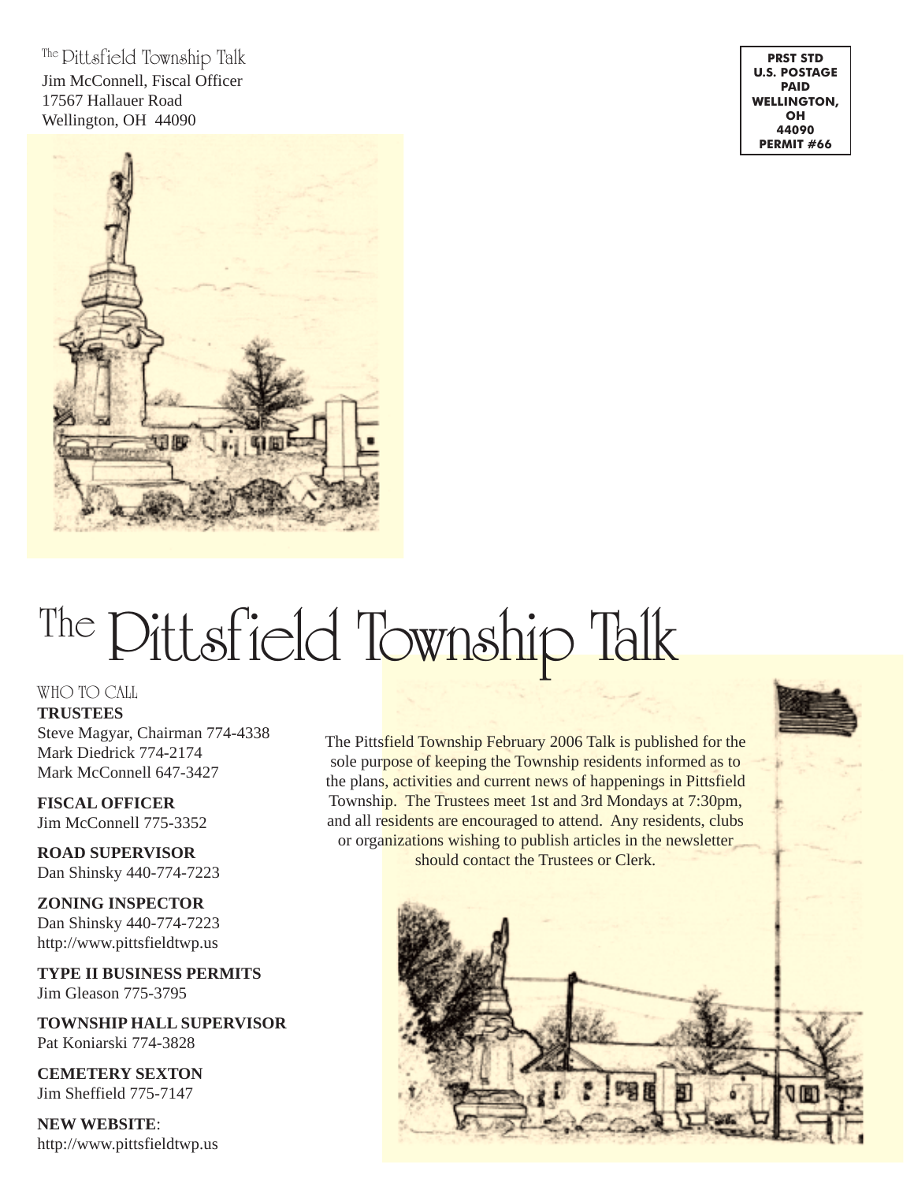The Pittsfield Township Talk
Jim McConnell, Fiscal Officer
17567 Hallauer Road
Wellington, OH 44090

PRST STD
U.S. POSTAGE
PAID
WELLINGTON,
OH
44090
PERMIT #66

# The Pittsfield Township Talk

## WHO TO CALL

**TRUSTEES**
Steve Magyar, Chairman 774-4338
Mark Diedrick 774-2174
Mark McConnell 647-3427

**FISCAL OFFICER**
Jim McConnell 775-3352

**ROAD SUPERVISOR**
Dan Shinsky 440-774-7223

**ZONING INSPECTOR**
Dan Shinsky 440-774-7223
http://www.pittsfieldtwp.us

**TYPE II BUSINESS PERMITS**
Jim Gleason 775-3795

**TOWNSHIP HALL SUPERVISOR**
Pat Koniarski 774-3828

**CEMETERY SEXTON**
Jim Sheffield 775-7147

**NEW WEBSITE**:
http://www.pittsfieldtwp.us

The Pittsfield Township February 2006 Talk is published for the sole purpose of keeping the Township residents informed as to the plans, activities and current news of happenings in Pittsfield Township. The Trustees meet 1st and 3rd Mondays at 7:30pm, and all residents are encouraged to attend. Any residents, clubs or organizations wishing to publish articles in the newsletter should contact the Trustees or Clerk.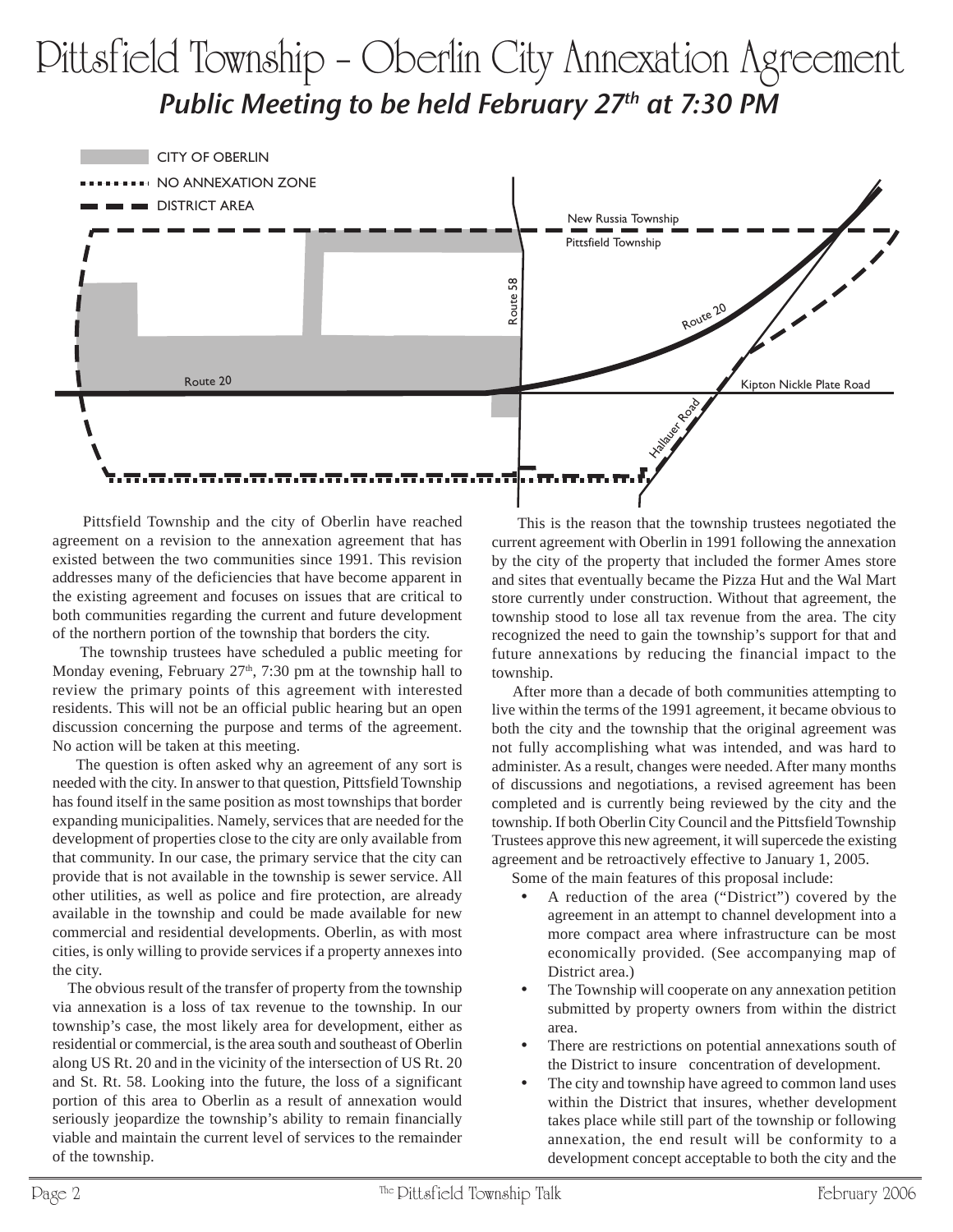# Pittsfield Township - Oberlin City Annexation Agreement

## *Public Meeting to be held February 27th at 7:30 PM*

Pittsfield Township and the city of Oberlin have reached agreement on a revision to the annexation agreement that has existed between the two communities since 1991. This revision addresses many of the deficiencies that have become apparent in the existing agreement and focuses on issues that are critical to both communities regarding the current and future development of the northern portion of the township that borders the city.

The township trustees have scheduled a public meeting for Monday evening, February 27th, 7:30 pm at the township hall to review the primary points of this agreement with interested residents. This will not be an official public hearing but an open discussion concerning the purpose and terms of the agreement. No action will be taken at this meeting.

The question is often asked why an agreement of any sort is needed with the city. In answer to that question, Pittsfield Township has found itself in the same position as most townships that border expanding municipalities. Namely, services that are needed for the development of properties close to the city are only available from that community. In our case, the primary service that the city can provide that is not available in the township is sewer service. All other utilities, as well as police and fire protection, are already available in the township and could be made available for new commercial and residential developments. Oberlin, as with most cities, is only willing to provide services if a property annexes into the city.

The obvious result of the transfer of property from the township via annexation is a loss of tax revenue to the township. In our township's case, the most likely area for development, either as residential or commercial, is the area south and southeast of Oberlin along US Rt. 20 and in the vicinity of the intersection of US Rt. 20 and St. Rt. 58. Looking into the future, the loss of a significant portion of this area to Oberlin as a result of annexation would seriously jeopardize the township's ability to remain financially viable and maintain the current level of services to the remainder of the township.

This is the reason that the township trustees negotiated the current agreement with Oberlin in 1991 following the annexation by the city of the property that included the former Ames store and sites that eventually became the Pizza Hut and the Wal Mart store currently under construction. Without that agreement, the township stood to lose all tax revenue from the area. The city recognized the need to gain the township's support for that and future annexations by reducing the financial impact to the township.

After more than a decade of both communities attempting to live within the terms of the 1991 agreement, it became obvious to both the city and the township that the original agreement was not fully accomplishing what was intended, and was hard to administer. As a result, changes were needed. After many months of discussions and negotiations, a revised agreement has been completed and is currently being reviewed by the city and the township. If both Oberlin City Council and the Pittsfield Township Trustees approve this new agreement, it will supercede the existing agreement and be retroactively effective to January 1, 2005.

Some of the main features of this proposal include:

- A reduction of the area ("District") covered by the agreement in an attempt to channel development into a more compact area where infrastructure can be most economically provided. (See accompanying map of District area.)
- The Township will cooperate on any annexation petition submitted by property owners from within the district area.
- There are restrictions on potential annexations south of the District to insure concentration of development.
- The city and township have agreed to common land uses within the District that insures, whether development takes place while still part of the township or following annexation, the end result will be conformity to a development concept acceptable to both the city and the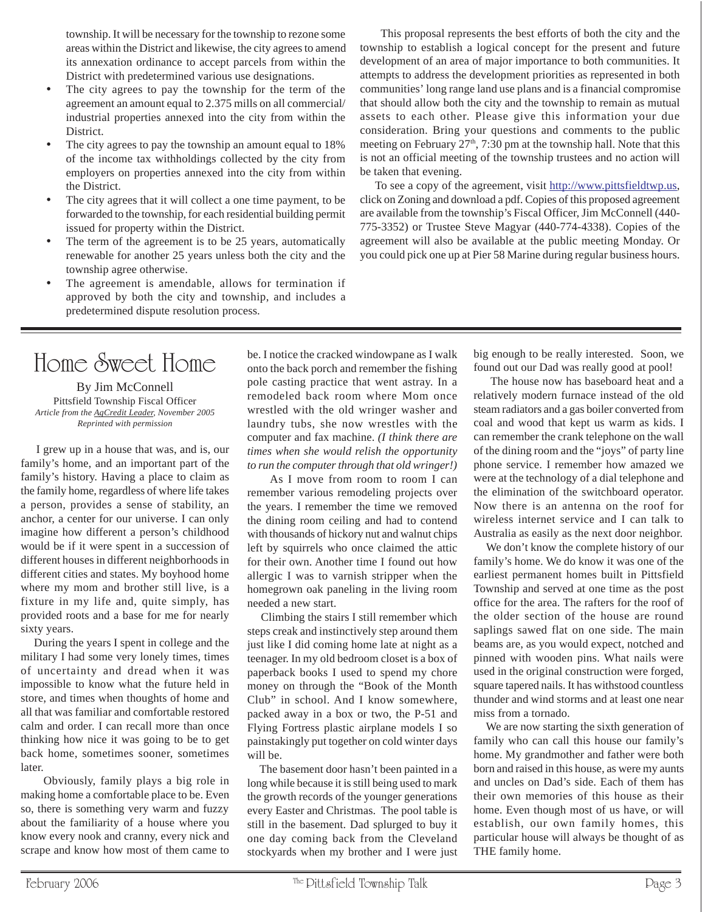township. It will be necessary for the township to rezone some areas within the District and likewise, the city agrees to amend its annexation ordinance to accept parcels from within the District with predetermined various use designations.

- The city agrees to pay the township for the term of the agreement an amount equal to 2.375 mills on all commercial/industrial properties annexed into the city from within the District.
- The city agrees to pay the township an amount equal to 18% of the income tax withholdings collected by the city from employers on properties annexed into the city from within the District.
- The city agrees that it will collect a one time payment, to be forwarded to the township, for each residential building permit issued for property within the District.
- The term of the agreement is to be 25 years, automatically renewable for another 25 years unless both the city and the township agree otherwise.
- The agreement is amendable, allows for termination if approved by both the city and township, and includes a predetermined dispute resolution process.

This proposal represents the best efforts of both the city and the township to establish a logical concept for the present and future development of an area of major importance to both communities. It attempts to address the development priorities as represented in both communities' long range land use plans and is a financial compromise that should allow both the city and the township to remain as mutual assets to each other. Please give this information your due consideration. Bring your questions and comments to the public meeting on February 27th, 7:30 pm at the township hall. Note that this is not an official meeting of the township trustees and no action will be taken that evening.

To see a copy of the agreement, visit http://www.pittsfieldtwp.us, click on Zoning and download a pdf. Copies of this proposed agreement are available from the township's Fiscal Officer, Jim McConnell (440-775-3352) or Trustee Steve Magyar (440-774-4338). Copies of the agreement will also be available at the public meeting Monday. Or you could pick one up at Pier 58 Marine during regular business hours.

---

# Home Sweet Home

By Jim McConnell
Pittsfield Township Fiscal Officer
*Article from the AgCredit Leader, November 2005*
*Reprinted with permission*

I grew up in a house that was, and is, our family's home, and an important part of the family's history. Having a place to claim as the family home, regardless of where life takes a person, provides a sense of stability, an anchor, a center for our universe. I can only imagine how different a person's childhood would be if it were spent in a succession of different houses in different neighborhoods in different cities and states. My boyhood home where my mom and brother still live, is a fixture in my life and, quite simply, has provided roots and a base for me for nearly sixty years.

During the years I spent in college and the military I had some very lonely times, times of uncertainty and dread when it was impossible to know what the future held in store, and times when thoughts of home and all that was familiar and comfortable restored calm and order. I can recall more than once thinking how nice it was going to be to get back home, sometimes sooner, sometimes later.

Obviously, family plays a big role in making home a comfortable place to be. Even so, there is something very warm and fuzzy about the familiarity of a house where you know every nook and cranny, every nick and scrape and know how most of them came to be. I notice the cracked windowpane as I walk onto the back porch and remember the fishing pole casting practice that went astray. In a remodeled back room where Mom once wrestled with the old wringer washer and laundry tubs, she now wrestles with the computer and fax machine. *(I think there are times when she would relish the opportunity to run the computer through that old wringer!)*

As I move from room to room I can remember various remodeling projects over the years. I remember the time we removed the dining room ceiling and had to contend with thousands of hickory nut and walnut chips left by squirrels who once claimed the attic for their own. Another time I found out how allergic I was to varnish stripper when the homegrown oak paneling in the living room needed a new start.

Climbing the stairs I still remember which steps creak and instinctively step around them just like I did coming home late at night as a teenager. In my old bedroom closet is a box of paperback books I used to spend my chore money on through the "Book of the Month Club" in school. And I know somewhere, packed away in a box or two, the P-51 and Flying Fortress plastic airplane models I so painstakingly put together on cold winter days will be.

The basement door hasn't been painted in a long while because it is still being used to mark the growth records of the younger generations every Easter and Christmas. The pool table is still in the basement. Dad splurged to buy it one day coming back from the Cleveland stockyards when my brother and I were just big enough to be really interested. Soon, we found out our Dad was really good at pool!

The house now has baseboard heat and a relatively modern furnace instead of the old steam radiators and a gas boiler converted from coal and wood that kept us warm as kids. I can remember the crank telephone on the wall of the dining room and the "joys" of party line phone service. I remember how amazed we were at the technology of a dial telephone and the elimination of the switchboard operator. Now there is an antenna on the roof for wireless internet service and I can talk to Australia as easily as the next door neighbor.

We don't know the complete history of our family's home. We do know it was one of the earliest permanent homes built in Pittsfield Township and served at one time as the post office for the area. The rafters for the roof of the older section of the house are round saplings sawed flat on one side. The main beams are, as you would expect, notched and pinned with wooden pins. What nails were used in the original construction were forged, square tapered nails. It has withstood countless thunder and wind storms and at least one near miss from a tornado.

We are now starting the sixth generation of family who can call this house our family's home. My grandmother and father were both born and raised in this house, as were my aunts and uncles on Dad's side. Each of them has their own memories of this house as their home. Even though most of us have, or will establish, our own family homes, this particular house will always be thought of as THE family home.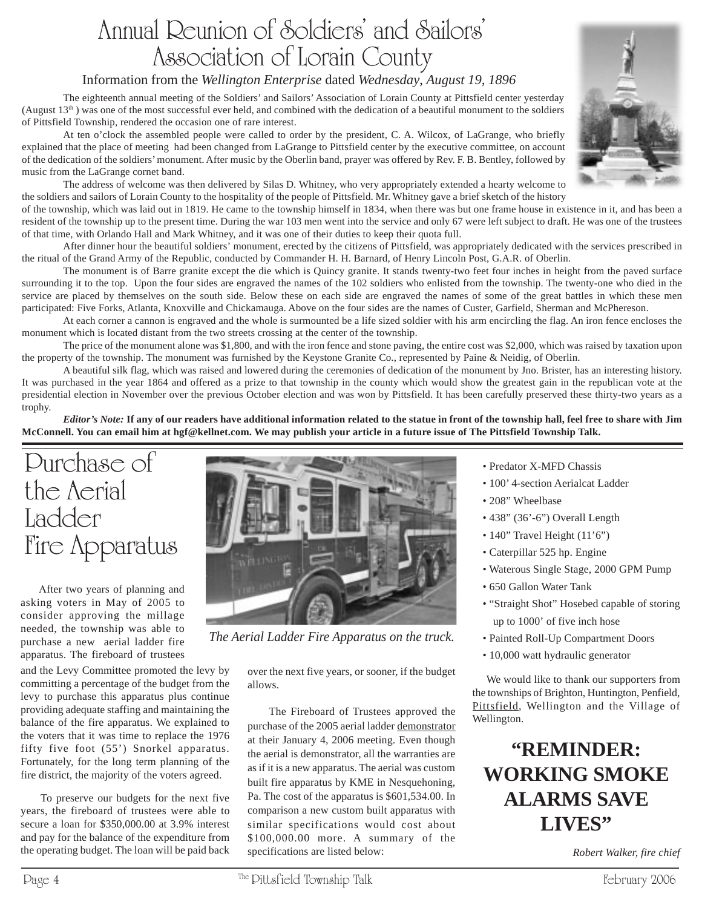# Annual Reunion of Soldiers' and Sailors' Association of Lorain County

Information from the *Wellington Enterprise* dated *Wednesday, August 19, 1896*

The eighteenth annual meeting of the Soldiers' and Sailors' Association of Lorain County at Pittsfield center yesterday (August 13th) was one of the most successful ever held, and combined with the dedication of a beautiful monument to the soldiers of Pittsfield Township, rendered the occasion one of rare interest.

At ten o'clock the assembled people were called to order by the president, C. A. Wilcox, of LaGrange, who briefly explained that the place of meeting had been changed from LaGrange to Pittsfield center by the executive committee, on account of the dedication of the soldiers' monument. After music by the Oberlin band, prayer was offered by Rev. F. B. Bentley, followed by music from the LaGrange cornet band.

The address of welcome was then delivered by Silas D. Whitney, who very appropriately extended a hearty welcome to the soldiers and sailors of Lorain County to the hospitality of the people of Pittsfield. Mr. Whitney gave a brief sketch of the history of the township, which was laid out in 1819. He came to the township himself in 1834, when there was but one frame house in existence in it, and has been a resident of the township up to the present time. During the war 103 men went into the service and only 67 were left subject to draft. He was one of the trustees of that time, with Orlando Hall and Mark Whitney, and it was one of their duties to keep their quota full.

After dinner hour the beautiful soldiers' monument, erected by the citizens of Pittsfield, was appropriately dedicated with the services prescribed in the ritual of the Grand Army of the Republic, conducted by Commander H. H. Barnard, of Henry Lincoln Post, G.A.R. of Oberlin.

The monument is of Barre granite except the die which is Quincy granite. It stands twenty-two feet four inches in height from the paved surface surrounding it to the top. Upon the four sides are engraved the names of the 102 soldiers who enlisted from the township. The twenty-one who died in the service are placed by themselves on the south side. Below these on each side are engraved the names of some of the great battles in which these men participated: Five Forks, Atlanta, Knoxville and Chickamauga. Above on the four sides are the names of Custer, Garfield, Sherman and McPhereson.

At each corner a cannon is engraved and the whole is surmounted be a life sized soldier with his arm encircling the flag. An iron fence encloses the monument which is located distant from the two streets crossing at the center of the township.

The price of the monument alone was $1,800, and with the iron fence and stone paving, the entire cost was $2,000, which was raised by taxation upon the property of the township. The monument was furnished by the Keystone Granite Co., represented by Paine & Neidig, of Oberlin.

A beautiful silk flag, which was raised and lowered during the ceremonies of dedication of the monument by Jno. Brister, has an interesting history. It was purchased in the year 1864 and offered as a prize to that township in the county which would show the greatest gain in the republican vote at the presidential election in November over the previous October election and was won by Pittsfield. It has been carefully preserved these thirty-two years as a trophy.

***Editor's Note:*** **If any of our readers have additional information related to the statue in front of the township hall, feel free to share with Jim McConnell. You can email him at hgf@kellnet.com. We may publish your article in a future issue of The Pittsfield Township Talk.**

# Purchase of the Aerial Ladder Fire Apparatus

*The Aerial Ladder Fire Apparatus on the truck.*

After two years of planning and asking voters in May of 2005 to consider approving the millage needed, the township was able to purchase a new aerial ladder fire apparatus. The fireboard of trustees and the Levy Committee promoted the levy by committing a percentage of the budget from the levy to purchase this apparatus plus continue providing adequate staffing and maintaining the balance of the fire apparatus. We explained to the voters that it was time to replace the 1976 fifty five foot (55') Snorkel apparatus. Fortunately, for the long term planning of the fire district, the majority of the voters agreed.

To preserve our budgets for the next five years, the fireboard of trustees were able to secure a loan for $350,000.00 at 3.9% interest and pay for the balance of the expenditure from the operating budget. The loan will be paid back over the next five years, or sooner, if the budget allows.

The Fireboard of Trustees approved the purchase of the 2005 aerial ladder demonstrator at their January 4, 2006 meeting. Even though the aerial is demonstrator, all the warranties are as if it is a new apparatus. The aerial was custom built fire apparatus by KME in Nesquehoning, Pa. The cost of the apparatus is $601,534.00. In comparison a new custom built apparatus with similar specifications would cost about $100,000.00 more. A summary of the specifications are listed below:

- Predator X-MFD Chassis
- 100' 4-section Aerialcat Ladder
- 208" Wheelbase
- 438" (36'-6") Overall Length
- 140" Travel Height (11'6")
- Caterpillar 525 hp. Engine
- Waterous Single Stage, 2000 GPM Pump
- 650 Gallon Water Tank
- "Straight Shot" Hosebed capable of storing up to 1000' of five inch hose
- Painted Roll-Up Compartment Doors
- 10,000 watt hydraulic generator

We would like to thank our supporters from the townships of Brighton, Huntington, Penfield, Pittsfield, Wellington and the Village of Wellington.

## "REMINDER: WORKING SMOKE ALARMS SAVE LIVES"

*Robert Walker, fire chief*